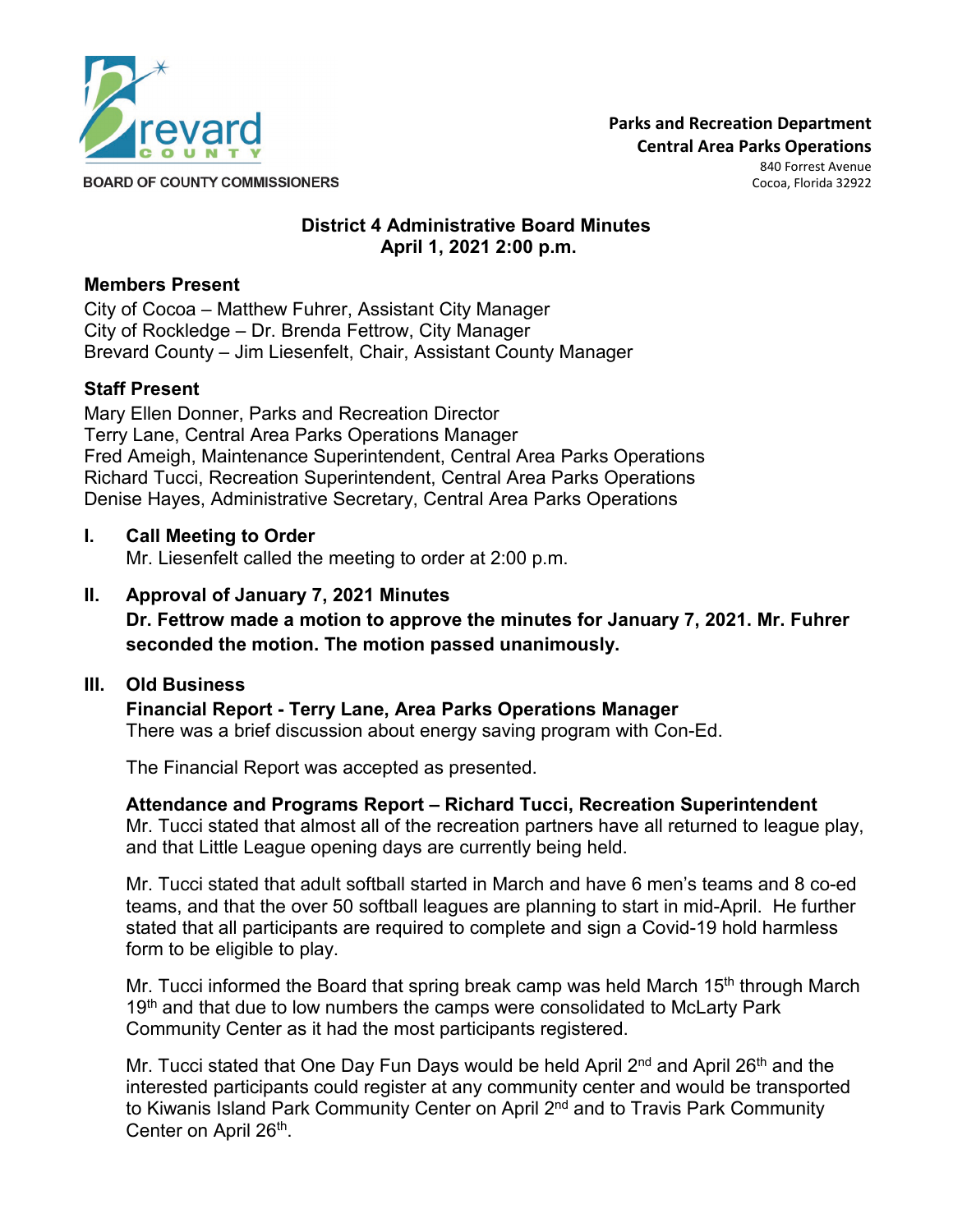Brevard County
BOARD OF COUNTY COMMISSIONERS

**Parks and Recreation Department**
**Central Area Parks Operations**
840 Forrest Avenue
Cocoa, Florida 32922

# District 4 Administrative Board Minutes
## April 1, 2021 2:00 p.m.

### Members Present

City of Cocoa – Matthew Fuhrer, Assistant City Manager
City of Rockledge – Dr. Brenda Fettrow, City Manager
Brevard County – Jim Liesenfelt, Chair, Assistant County Manager

### Staff Present

Mary Ellen Donner, Parks and Recreation Director
Terry Lane, Central Area Parks Operations Manager
Fred Ameigh, Maintenance Superintendent, Central Area Parks Operations
Richard Tucci, Recreation Superintendent, Central Area Parks Operations
Denise Hayes, Administrative Secretary, Central Area Parks Operations

### I. Call Meeting to Order

Mr. Liesenfelt called the meeting to order at 2:00 p.m.

### II. Approval of January 7, 2021 Minutes

**Dr. Fettrow made a motion to approve the minutes for January 7, 2021. Mr. Fuhrer seconded the motion. The motion passed unanimously.**

### III. Old Business

**Financial Report - Terry Lane, Area Parks Operations Manager**
There was a brief discussion about energy saving program with Con-Ed.

The Financial Report was accepted as presented.

**Attendance and Programs Report – Richard Tucci, Recreation Superintendent**
Mr. Tucci stated that almost all of the recreation partners have all returned to league play, and that Little League opening days are currently being held.

Mr. Tucci stated that adult softball started in March and have 6 men's teams and 8 co-ed teams, and that the over 50 softball leagues are planning to start in mid-April. He further stated that all participants are required to complete and sign a Covid-19 hold harmless form to be eligible to play.

Mr. Tucci informed the Board that spring break camp was held March 15th through March 19th and that due to low numbers the camps were consolidated to McLarty Park Community Center as it had the most participants registered.

Mr. Tucci stated that One Day Fun Days would be held April 2nd and April 26th and the interested participants could register at any community center and would be transported to Kiwanis Island Park Community Center on April 2nd and to Travis Park Community Center on April 26th.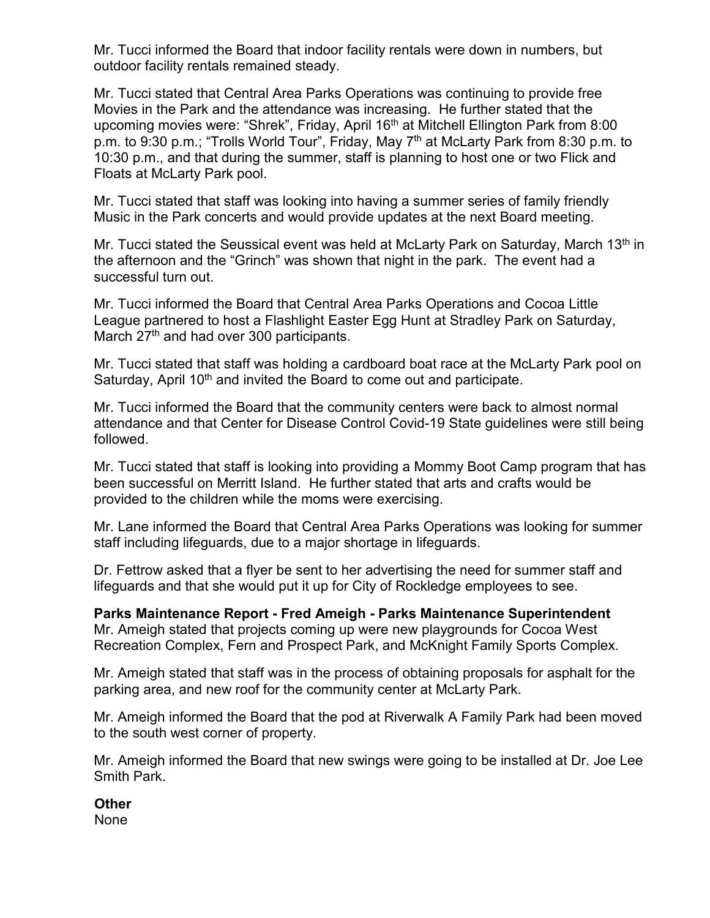Mr. Tucci informed the Board that indoor facility rentals were down in numbers, but outdoor facility rentals remained steady.

Mr. Tucci stated that Central Area Parks Operations was continuing to provide free Movies in the Park and the attendance was increasing. He further stated that the upcoming movies were: "Shrek", Friday, April 16th at Mitchell Ellington Park from 8:00 p.m. to 9:30 p.m.; "Trolls World Tour", Friday, May 7th at McLarty Park from 8:30 p.m. to 10:30 p.m., and that during the summer, staff is planning to host one or two Flick and Floats at McLarty Park pool.

Mr. Tucci stated that staff was looking into having a summer series of family friendly Music in the Park concerts and would provide updates at the next Board meeting.

Mr. Tucci stated the Seussical event was held at McLarty Park on Saturday, March 13th in the afternoon and the "Grinch" was shown that night in the park. The event had a successful turn out.

Mr. Tucci informed the Board that Central Area Parks Operations and Cocoa Little League partnered to host a Flashlight Easter Egg Hunt at Stradley Park on Saturday, March 27th and had over 300 participants.

Mr. Tucci stated that staff was holding a cardboard boat race at the McLarty Park pool on Saturday, April 10th and invited the Board to come out and participate.

Mr. Tucci informed the Board that the community centers were back to almost normal attendance and that Center for Disease Control Covid-19 State guidelines were still being followed.

Mr. Tucci stated that staff is looking into providing a Mommy Boot Camp program that has been successful on Merritt Island. He further stated that arts and crafts would be provided to the children while the moms were exercising.

Mr. Lane informed the Board that Central Area Parks Operations was looking for summer staff including lifeguards, due to a major shortage in lifeguards.

Dr. Fettrow asked that a flyer be sent to her advertising the need for summer staff and lifeguards and that she would put it up for City of Rockledge employees to see.

**Parks Maintenance Report - Fred Ameigh - Parks Maintenance Superintendent**
Mr. Ameigh stated that projects coming up were new playgrounds for Cocoa West Recreation Complex, Fern and Prospect Park, and McKnight Family Sports Complex.

Mr. Ameigh stated that staff was in the process of obtaining proposals for asphalt for the parking area, and new roof for the community center at McLarty Park.

Mr. Ameigh informed the Board that the pod at Riverwalk A Family Park had been moved to the south west corner of property.

Mr. Ameigh informed the Board that new swings were going to be installed at Dr. Joe Lee Smith Park.

**Other**
None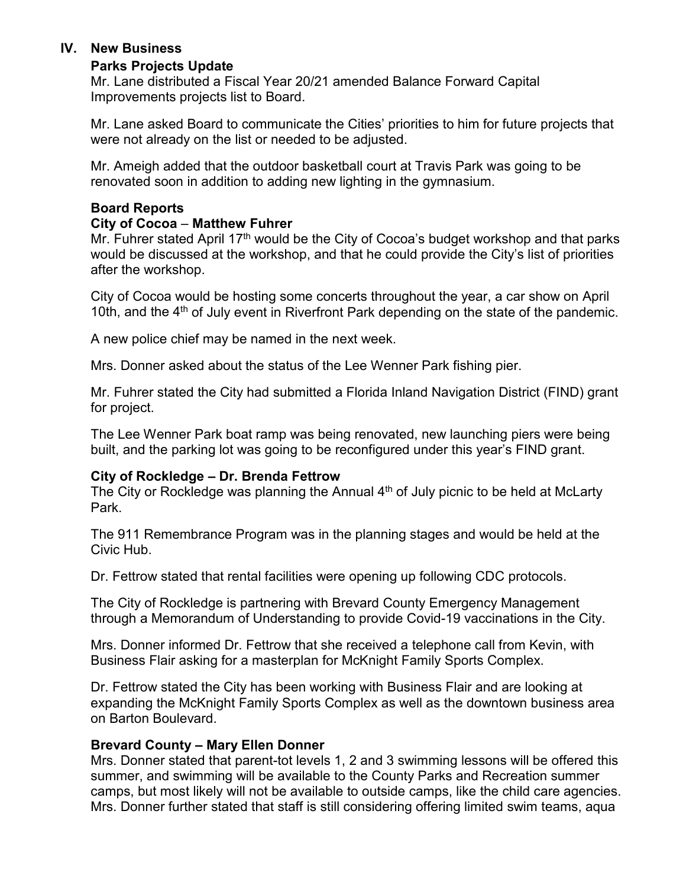## IV. New Business

### Parks Projects Update

Mr. Lane distributed a Fiscal Year 20/21 amended Balance Forward Capital Improvements projects list to Board.

Mr. Lane asked Board to communicate the Cities' priorities to him for future projects that were not already on the list or needed to be adjusted.

Mr. Ameigh added that the outdoor basketball court at Travis Park was going to be renovated soon in addition to adding new lighting in the gymnasium.

### Board Reports

**City of Cocoa – Matthew Fuhrer**

Mr. Fuhrer stated April 17th would be the City of Cocoa's budget workshop and that parks would be discussed at the workshop, and that he could provide the City's list of priorities after the workshop.

City of Cocoa would be hosting some concerts throughout the year, a car show on April 10th, and the 4th of July event in Riverfront Park depending on the state of the pandemic.

A new police chief may be named in the next week.

Mrs. Donner asked about the status of the Lee Wenner Park fishing pier.

Mr. Fuhrer stated the City had submitted a Florida Inland Navigation District (FIND) grant for project.

The Lee Wenner Park boat ramp was being renovated, new launching piers were being built, and the parking lot was going to be reconfigured under this year's FIND grant.

**City of Rockledge – Dr. Brenda Fettrow**

The City or Rockledge was planning the Annual 4th of July picnic to be held at McLarty Park.

The 911 Remembrance Program was in the planning stages and would be held at the Civic Hub.

Dr. Fettrow stated that rental facilities were opening up following CDC protocols.

The City of Rockledge is partnering with Brevard County Emergency Management through a Memorandum of Understanding to provide Covid-19 vaccinations in the City.

Mrs. Donner informed Dr. Fettrow that she received a telephone call from Kevin, with Business Flair asking for a masterplan for McKnight Family Sports Complex.

Dr. Fettrow stated the City has been working with Business Flair and are looking at expanding the McKnight Family Sports Complex as well as the downtown business area on Barton Boulevard.

**Brevard County – Mary Ellen Donner**

Mrs. Donner stated that parent-tot levels 1, 2 and 3 swimming lessons will be offered this summer, and swimming will be available to the County Parks and Recreation summer camps, but most likely will not be available to outside camps, like the child care agencies. Mrs. Donner further stated that staff is still considering offering limited swim teams, aqua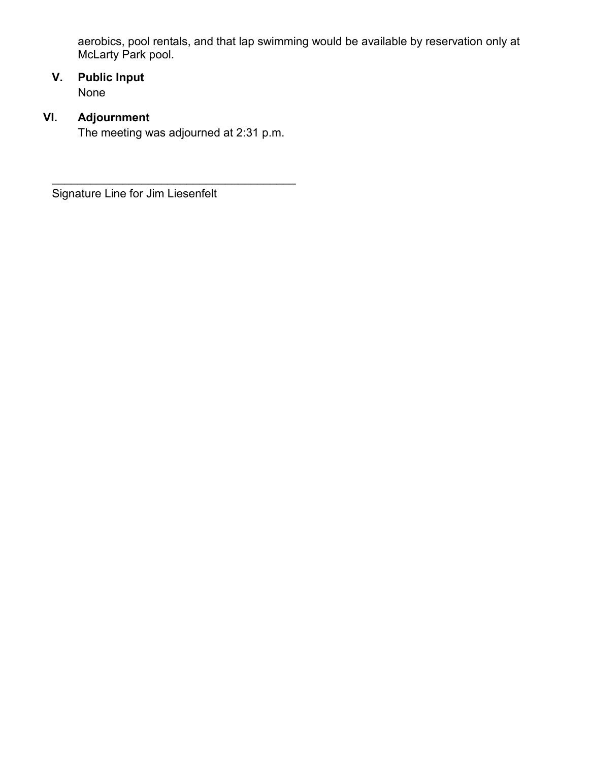aerobics, pool rentals, and that lap swimming would be available by reservation only at McLarty Park pool.

**V. Public Input**

None

**VI. Adjournment**

The meeting was adjourned at 2:31 p.m.

______________________________________

Signature Line for Jim Liesenfelt